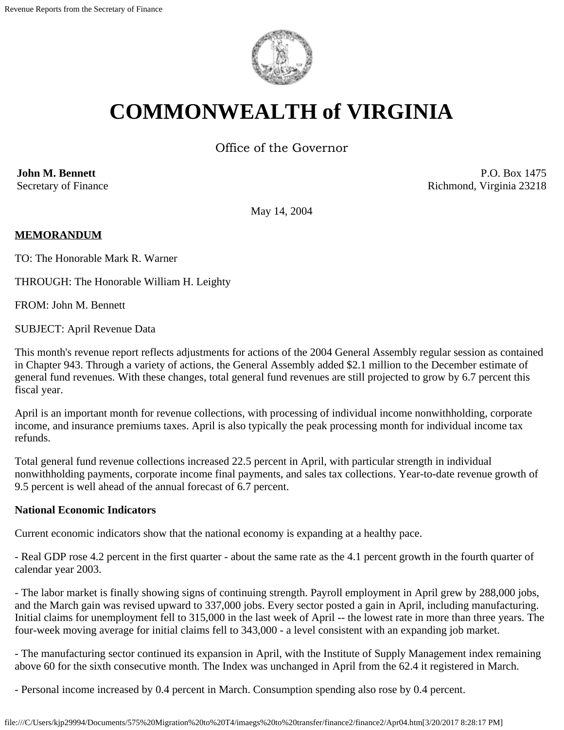# COMMONWEALTH of VIRGINIA

Office of the Governor

**John M. Bennett**
Secretary of Finance

P.O. Box 1475
Richmond, Virginia 23218

May 14, 2004

**MEMORANDUM**

TO: The Honorable Mark R. Warner

THROUGH: The Honorable William H. Leighty

FROM: John M. Bennett

SUBJECT: April Revenue Data

This month's revenue report reflects adjustments for actions of the 2004 General Assembly regular session as contained in Chapter 943. Through a variety of actions, the General Assembly added $2.1 million to the December estimate of general fund revenues. With these changes, total general fund revenues are still projected to grow by 6.7 percent this fiscal year.

April is an important month for revenue collections, with processing of individual income nonwithholding, corporate income, and insurance premiums taxes. April is also typically the peak processing month for individual income tax refunds.

Total general fund revenue collections increased 22.5 percent in April, with particular strength in individual nonwithholding payments, corporate income final payments, and sales tax collections. Year-to-date revenue growth of 9.5 percent is well ahead of the annual forecast of 6.7 percent.

**National Economic Indicators**

Current economic indicators show that the national economy is expanding at a healthy pace.

- Real GDP rose 4.2 percent in the first quarter - about the same rate as the 4.1 percent growth in the fourth quarter of calendar year 2003.

- The labor market is finally showing signs of continuing strength. Payroll employment in April grew by 288,000 jobs, and the March gain was revised upward to 337,000 jobs. Every sector posted a gain in April, including manufacturing. Initial claims for unemployment fell to 315,000 in the last week of April -- the lowest rate in more than three years. The four-week moving average for initial claims fell to 343,000 - a level consistent with an expanding job market.

- The manufacturing sector continued its expansion in April, with the Institute of Supply Management index remaining above 60 for the sixth consecutive month. The Index was unchanged in April from the 62.4 it registered in March.

- Personal income increased by 0.4 percent in March. Consumption spending also rose by 0.4 percent.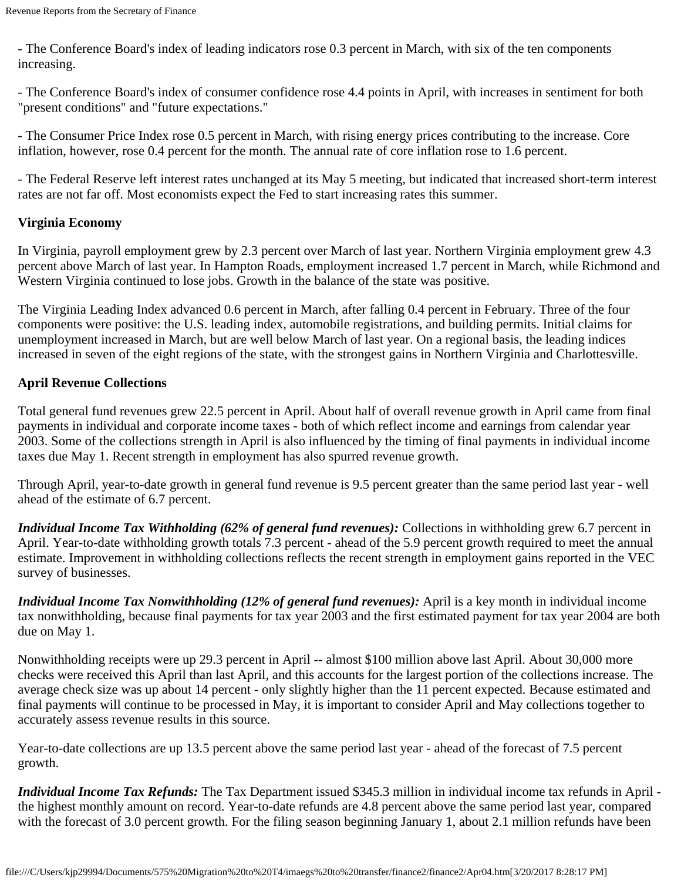- The Conference Board's index of leading indicators rose 0.3 percent in March, with six of the ten components increasing.

- The Conference Board's index of consumer confidence rose 4.4 points in April, with increases in sentiment for both "present conditions" and "future expectations."

- The Consumer Price Index rose 0.5 percent in March, with rising energy prices contributing to the increase. Core inflation, however, rose 0.4 percent for the month. The annual rate of core inflation rose to 1.6 percent.

- The Federal Reserve left interest rates unchanged at its May 5 meeting, but indicated that increased short-term interest rates are not far off. Most economists expect the Fed to start increasing rates this summer.

**Virginia Economy**

In Virginia, payroll employment grew by 2.3 percent over March of last year. Northern Virginia employment grew 4.3 percent above March of last year. In Hampton Roads, employment increased 1.7 percent in March, while Richmond and Western Virginia continued to lose jobs. Growth in the balance of the state was positive.

The Virginia Leading Index advanced 0.6 percent in March, after falling 0.4 percent in February. Three of the four components were positive: the U.S. leading index, automobile registrations, and building permits. Initial claims for unemployment increased in March, but are well below March of last year. On a regional basis, the leading indices increased in seven of the eight regions of the state, with the strongest gains in Northern Virginia and Charlottesville.

**April Revenue Collections**

Total general fund revenues grew 22.5 percent in April. About half of overall revenue growth in April came from final payments in individual and corporate income taxes - both of which reflect income and earnings from calendar year 2003. Some of the collections strength in April is also influenced by the timing of final payments in individual income taxes due May 1. Recent strength in employment has also spurred revenue growth.

Through April, year-to-date growth in general fund revenue is 9.5 percent greater than the same period last year - well ahead of the estimate of 6.7 percent.

***Individual Income Tax Withholding (62% of general fund revenues):*** Collections in withholding grew 6.7 percent in April. Year-to-date withholding growth totals 7.3 percent - ahead of the 5.9 percent growth required to meet the annual estimate. Improvement in withholding collections reflects the recent strength in employment gains reported in the VEC survey of businesses.

***Individual Income Tax Nonwithholding (12% of general fund revenues):*** April is a key month in individual income tax nonwithholding, because final payments for tax year 2003 and the first estimated payment for tax year 2004 are both due on May 1.

Nonwithholding receipts were up 29.3 percent in April -- almost $100 million above last April. About 30,000 more checks were received this April than last April, and this accounts for the largest portion of the collections increase. The average check size was up about 14 percent - only slightly higher than the 11 percent expected. Because estimated and final payments will continue to be processed in May, it is important to consider April and May collections together to accurately assess revenue results in this source.

Year-to-date collections are up 13.5 percent above the same period last year - ahead of the forecast of 7.5 percent growth.

***Individual Income Tax Refunds:*** The Tax Department issued $345.3 million in individual income tax refunds in April - the highest monthly amount on record. Year-to-date refunds are 4.8 percent above the same period last year, compared with the forecast of 3.0 percent growth. For the filing season beginning January 1, about 2.1 million refunds have been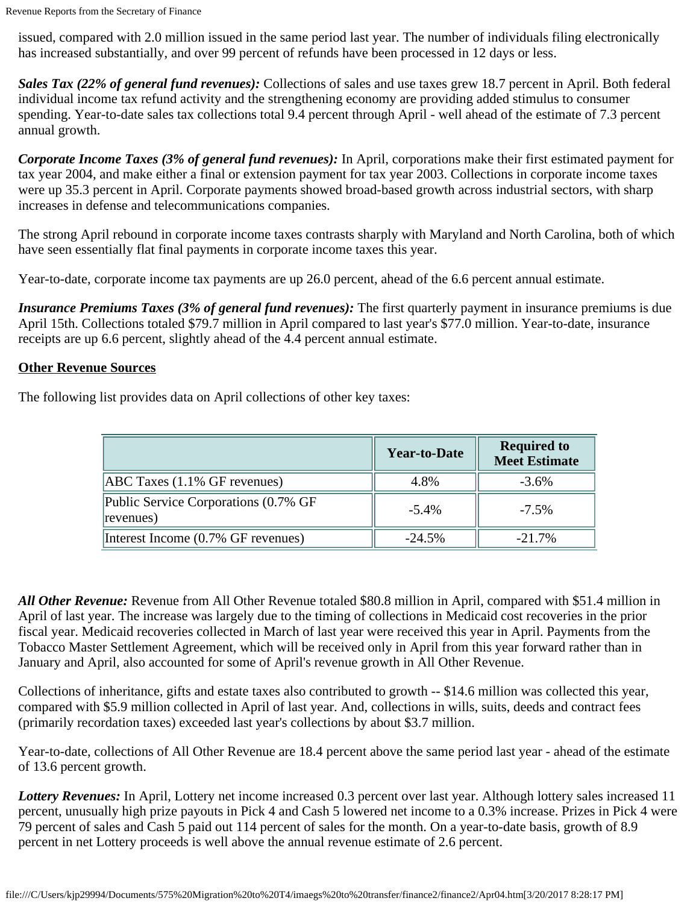issued, compared with 2.0 million issued in the same period last year. The number of individuals filing electronically has increased substantially, and over 99 percent of refunds have been processed in 12 days or less.

***Sales Tax (22% of general fund revenues):*** Collections of sales and use taxes grew 18.7 percent in April. Both federal individual income tax refund activity and the strengthening economy are providing added stimulus to consumer spending. Year-to-date sales tax collections total 9.4 percent through April - well ahead of the estimate of 7.3 percent annual growth.

***Corporate Income Taxes (3% of general fund revenues):*** In April, corporations make their first estimated payment for tax year 2004, and make either a final or extension payment for tax year 2003. Collections in corporate income taxes were up 35.3 percent in April. Corporate payments showed broad-based growth across industrial sectors, with sharp increases in defense and telecommunications companies.

The strong April rebound in corporate income taxes contrasts sharply with Maryland and North Carolina, both of which have seen essentially flat final payments in corporate income taxes this year.

Year-to-date, corporate income tax payments are up 26.0 percent, ahead of the 6.6 percent annual estimate.

***Insurance Premiums Taxes (3% of general fund revenues):*** The first quarterly payment in insurance premiums is due April 15th. Collections totaled $79.7 million in April compared to last year's $77.0 million. Year-to-date, insurance receipts are up 6.6 percent, slightly ahead of the 4.4 percent annual estimate.

**Other Revenue Sources**

The following list provides data on April collections of other key taxes:

| | Year-to-Date | Required to Meet Estimate |
|---|---|---|
| ABC Taxes (1.1% GF revenues) | 4.8% | -3.6% |
| Public Service Corporations (0.7% GF revenues) | -5.4% | -7.5% |
| Interest Income (0.7% GF revenues) | -24.5% | -21.7% |

***All Other Revenue:*** Revenue from All Other Revenue totaled $80.8 million in April, compared with $51.4 million in April of last year. The increase was largely due to the timing of collections in Medicaid cost recoveries in the prior fiscal year. Medicaid recoveries collected in March of last year were received this year in April. Payments from the Tobacco Master Settlement Agreement, which will be received only in April from this year forward rather than in January and April, also accounted for some of April's revenue growth in All Other Revenue.

Collections of inheritance, gifts and estate taxes also contributed to growth -- $14.6 million was collected this year, compared with $5.9 million collected in April of last year. And, collections in wills, suits, deeds and contract fees (primarily recordation taxes) exceeded last year's collections by about $3.7 million.

Year-to-date, collections of All Other Revenue are 18.4 percent above the same period last year - ahead of the estimate of 13.6 percent growth.

***Lottery Revenues:*** In April, Lottery net income increased 0.3 percent over last year. Although lottery sales increased 11 percent, unusually high prize payouts in Pick 4 and Cash 5 lowered net income to a 0.3% increase. Prizes in Pick 4 were 79 percent of sales and Cash 5 paid out 114 percent of sales for the month. On a year-to-date basis, growth of 8.9 percent in net Lottery proceeds is well above the annual revenue estimate of 2.6 percent.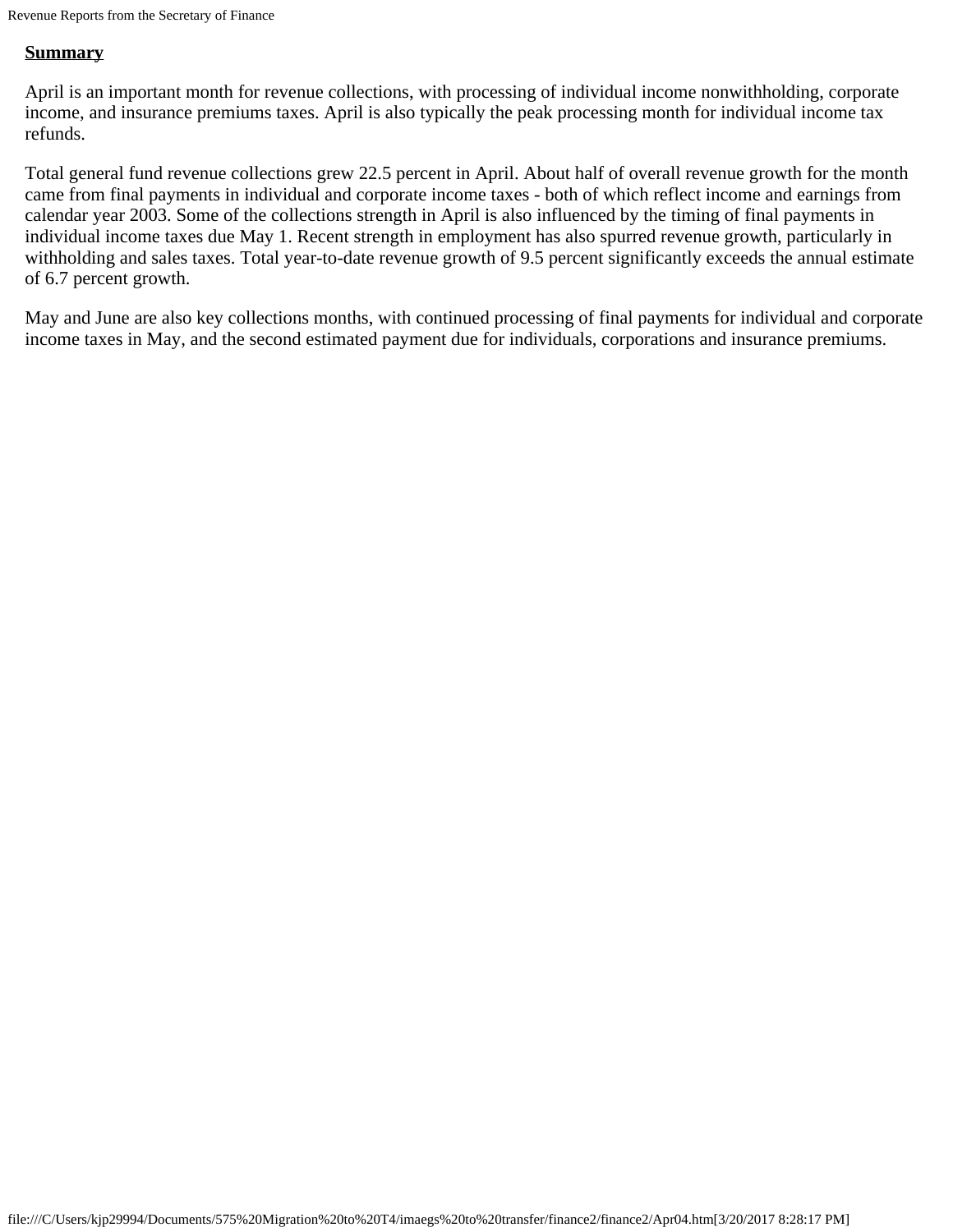**Summary**

April is an important month for revenue collections, with processing of individual income nonwithholding, corporate income, and insurance premiums taxes. April is also typically the peak processing month for individual income tax refunds.

Total general fund revenue collections grew 22.5 percent in April. About half of overall revenue growth for the month came from final payments in individual and corporate income taxes - both of which reflect income and earnings from calendar year 2003. Some of the collections strength in April is also influenced by the timing of final payments in individual income taxes due May 1. Recent strength in employment has also spurred revenue growth, particularly in withholding and sales taxes. Total year-to-date revenue growth of 9.5 percent significantly exceeds the annual estimate of 6.7 percent growth.

May and June are also key collections months, with continued processing of final payments for individual and corporate income taxes in May, and the second estimated payment due for individuals, corporations and insurance premiums.